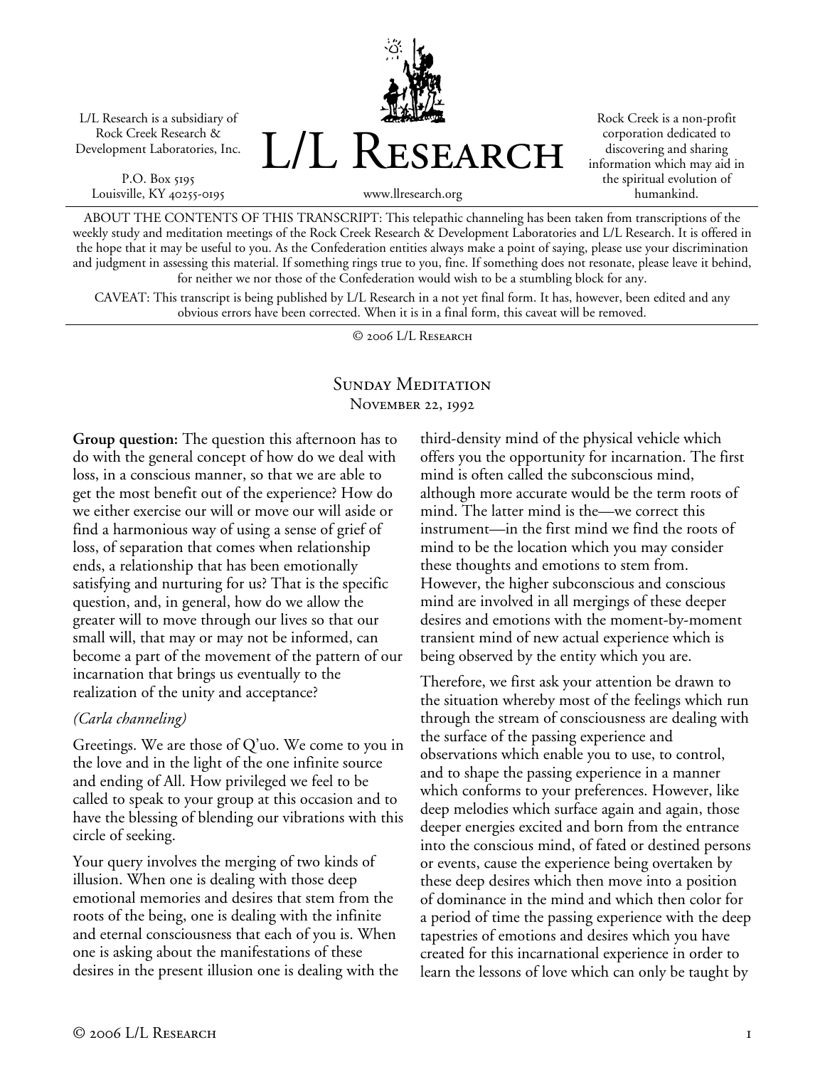L/L Research is a subsidiary of Rock Creek Research & Development Laboratories, Inc.

P.O. Box 5195
Louisville, KY 40255-0195

# L/L Research

www.llresearch.org

Rock Creek is a non-profit corporation dedicated to discovering and sharing information which may aid in the spiritual evolution of humankind.

ABOUT THE CONTENTS OF THIS TRANSCRIPT: This telepathic channeling has been taken from transcriptions of the weekly study and meditation meetings of the Rock Creek Research & Development Laboratories and L/L Research. It is offered in the hope that it may be useful to you. As the Confederation entities always make a point of saying, please use your discrimination and judgment in assessing this material. If something rings true to you, fine. If something does not resonate, please leave it behind, for neither we nor those of the Confederation would wish to be a stumbling block for any.

CAVEAT: This transcript is being published by L/L Research in a not yet final form. It has, however, been edited and any obvious errors have been corrected. When it is in a final form, this caveat will be removed.

© 2006 L/L Research

## Sunday Meditation
November 22, 1992

**Group question:** The question this afternoon has to do with the general concept of how do we deal with loss, in a conscious manner, so that we are able to get the most benefit out of the experience? How do we either exercise our will or move our will aside or find a harmonious way of using a sense of grief of loss, of separation that comes when relationship ends, a relationship that has been emotionally satisfying and nurturing for us? That is the specific question, and, in general, how do we allow the greater will to move through our lives so that our small will, that may or may not be informed, can become a part of the movement of the pattern of our incarnation that brings us eventually to the realization of the unity and acceptance?

*(Carla channeling)*

Greetings. We are those of Q'uo. We come to you in the love and in the light of the one infinite source and ending of All. How privileged we feel to be called to speak to your group at this occasion and to have the blessing of blending our vibrations with this circle of seeking.

Your query involves the merging of two kinds of illusion. When one is dealing with those deep emotional memories and desires that stem from the roots of the being, one is dealing with the infinite and eternal consciousness that each of you is. When one is asking about the manifestations of these desires in the present illusion one is dealing with the third-density mind of the physical vehicle which offers you the opportunity for incarnation. The first mind is often called the subconscious mind, although more accurate would be the term roots of mind. The latter mind is the—we correct this instrument—in the first mind we find the roots of mind to be the location which you may consider these thoughts and emotions to stem from. However, the higher subconscious and conscious mind are involved in all mergings of these deeper desires and emotions with the moment-by-moment transient mind of new actual experience which is being observed by the entity which you are.

Therefore, we first ask your attention be drawn to the situation whereby most of the feelings which run through the stream of consciousness are dealing with the surface of the passing experience and observations which enable you to use, to control, and to shape the passing experience in a manner which conforms to your preferences. However, like deep melodies which surface again and again, those deeper energies excited and born from the entrance into the conscious mind, of fated or destined persons or events, cause the experience being overtaken by these deep desires which then move into a position of dominance in the mind and which then color for a period of time the passing experience with the deep tapestries of emotions and desires which you have created for this incarnational experience in order to learn the lessons of love which can only be taught by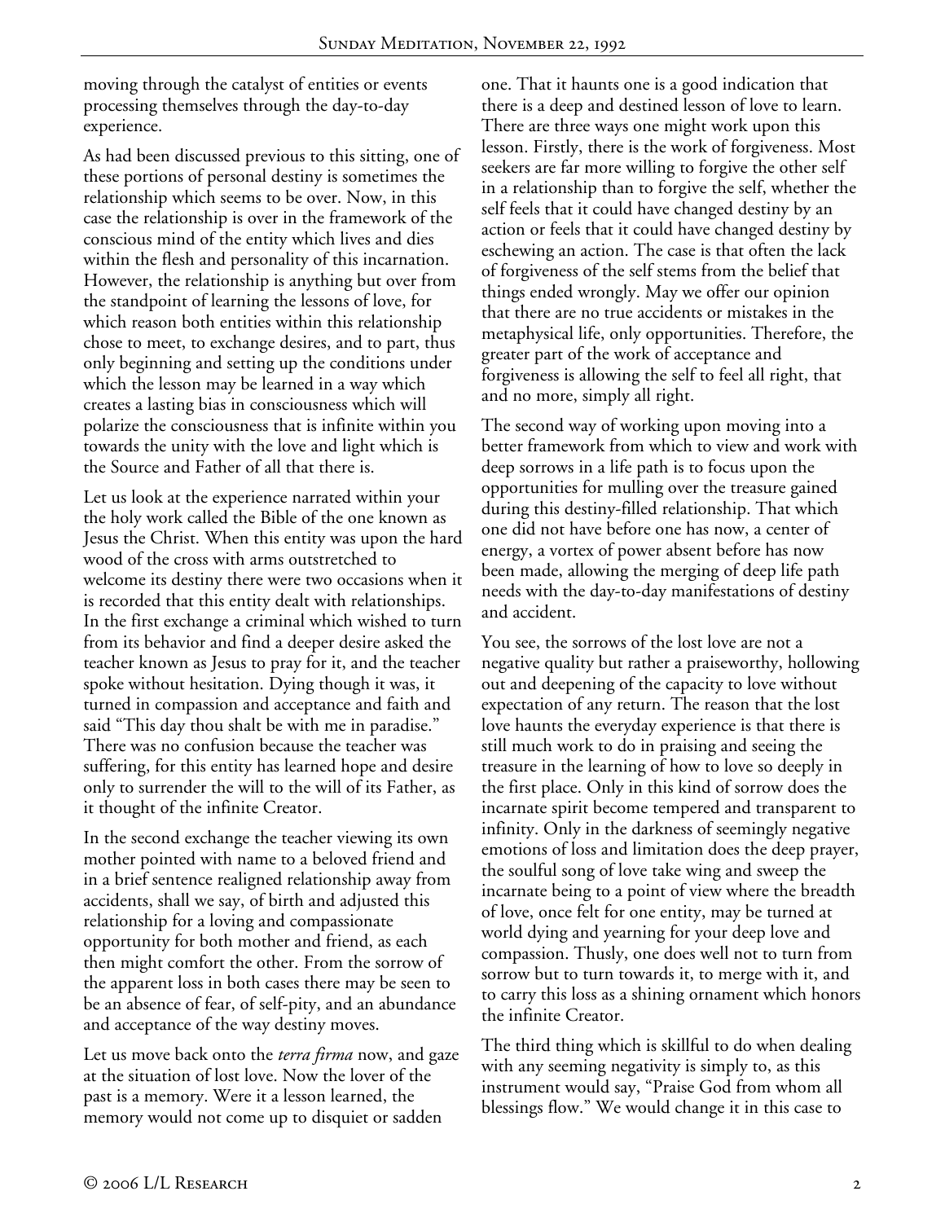moving through the catalyst of entities or events processing themselves through the day-to-day experience.

As had been discussed previous to this sitting, one of these portions of personal destiny is sometimes the relationship which seems to be over. Now, in this case the relationship is over in the framework of the conscious mind of the entity which lives and dies within the flesh and personality of this incarnation. However, the relationship is anything but over from the standpoint of learning the lessons of love, for which reason both entities within this relationship chose to meet, to exchange desires, and to part, thus only beginning and setting up the conditions under which the lesson may be learned in a way which creates a lasting bias in consciousness which will polarize the consciousness that is infinite within you towards the unity with the love and light which is the Source and Father of all that there is.

Let us look at the experience narrated within your the holy work called the Bible of the one known as Jesus the Christ. When this entity was upon the hard wood of the cross with arms outstretched to welcome its destiny there were two occasions when it is recorded that this entity dealt with relationships. In the first exchange a criminal which wished to turn from its behavior and find a deeper desire asked the teacher known as Jesus to pray for it, and the teacher spoke without hesitation. Dying though it was, it turned in compassion and acceptance and faith and said "This day thou shalt be with me in paradise." There was no confusion because the teacher was suffering, for this entity has learned hope and desire only to surrender the will to the will of its Father, as it thought of the infinite Creator.

In the second exchange the teacher viewing its own mother pointed with name to a beloved friend and in a brief sentence realigned relationship away from accidents, shall we say, of birth and adjusted this relationship for a loving and compassionate opportunity for both mother and friend, as each then might comfort the other. From the sorrow of the apparent loss in both cases there may be seen to be an absence of fear, of self-pity, and an abundance and acceptance of the way destiny moves.

Let us move back onto the *terra firma* now, and gaze at the situation of lost love. Now the lover of the past is a memory. Were it a lesson learned, the memory would not come up to disquiet or sadden one. That it haunts one is a good indication that there is a deep and destined lesson of love to learn. There are three ways one might work upon this lesson. Firstly, there is the work of forgiveness. Most seekers are far more willing to forgive the other self in a relationship than to forgive the self, whether the self feels that it could have changed destiny by an action or feels that it could have changed destiny by eschewing an action. The case is that often the lack of forgiveness of the self stems from the belief that things ended wrongly. May we offer our opinion that there are no true accidents or mistakes in the metaphysical life, only opportunities. Therefore, the greater part of the work of acceptance and forgiveness is allowing the self to feel all right, that and no more, simply all right.

The second way of working upon moving into a better framework from which to view and work with deep sorrows in a life path is to focus upon the opportunities for mulling over the treasure gained during this destiny-filled relationship. That which one did not have before one has now, a center of energy, a vortex of power absent before has now been made, allowing the merging of deep life path needs with the day-to-day manifestations of destiny and accident.

You see, the sorrows of the lost love are not a negative quality but rather a praiseworthy, hollowing out and deepening of the capacity to love without expectation of any return. The reason that the lost love haunts the everyday experience is that there is still much work to do in praising and seeing the treasure in the learning of how to love so deeply in the first place. Only in this kind of sorrow does the incarnate spirit become tempered and transparent to infinity. Only in the darkness of seemingly negative emotions of loss and limitation does the deep prayer, the soulful song of love take wing and sweep the incarnate being to a point of view where the breadth of love, once felt for one entity, may be turned at world dying and yearning for your deep love and compassion. Thusly, one does well not to turn from sorrow but to turn towards it, to merge with it, and to carry this loss as a shining ornament which honors the infinite Creator.

The third thing which is skillful to do when dealing with any seeming negativity is simply to, as this instrument would say, "Praise God from whom all blessings flow." We would change it in this case to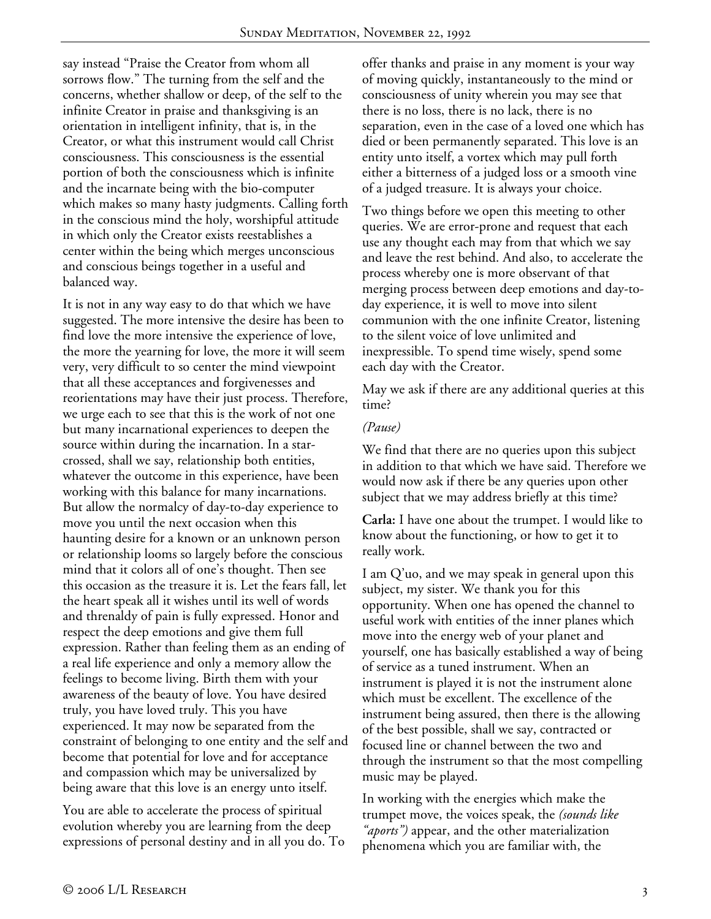say instead "Praise the Creator from whom all sorrows flow." The turning from the self and the concerns, whether shallow or deep, of the self to the infinite Creator in praise and thanksgiving is an orientation in intelligent infinity, that is, in the Creator, or what this instrument would call Christ consciousness. This consciousness is the essential portion of both the consciousness which is infinite and the incarnate being with the bio-computer which makes so many hasty judgments. Calling forth in the conscious mind the holy, worshipful attitude in which only the Creator exists reestablishes a center within the being which merges unconscious and conscious beings together in a useful and balanced way.

It is not in any way easy to do that which we have suggested. The more intensive the desire has been to find love the more intensive the experience of love, the more the yearning for love, the more it will seem very, very difficult to so center the mind viewpoint that all these acceptances and forgivenesses and reorientations may have their just process. Therefore, we urge each to see that this is the work of not one but many incarnational experiences to deepen the source within during the incarnation. In a star-crossed, shall we say, relationship both entities, whatever the outcome in this experience, have been working with this balance for many incarnations. But allow the normalcy of day-to-day experience to move you until the next occasion when this haunting desire for a known or an unknown person or relationship looms so largely before the conscious mind that it colors all of one's thought. Then see this occasion as the treasure it is. Let the fears fall, let the heart speak all it wishes until its well of words and threnaldy of pain is fully expressed. Honor and respect the deep emotions and give them full expression. Rather than feeling them as an ending of a real life experience and only a memory allow the feelings to become living. Birth them with your awareness of the beauty of love. You have desired truly, you have loved truly. This you have experienced. It may now be separated from the constraint of belonging to one entity and the self and become that potential for love and for acceptance and compassion which may be universalized by being aware that this love is an energy unto itself.

You are able to accelerate the process of spiritual evolution whereby you are learning from the deep expressions of personal destiny and in all you do. To offer thanks and praise in any moment is your way of moving quickly, instantaneously to the mind or consciousness of unity wherein you may see that there is no loss, there is no lack, there is no separation, even in the case of a loved one which has died or been permanently separated. This love is an entity unto itself, a vortex which may pull forth either a bitterness of a judged loss or a smooth vine of a judged treasure. It is always your choice.

Two things before we open this meeting to other queries. We are error-prone and request that each use any thought each may from that which we say and leave the rest behind. And also, to accelerate the process whereby one is more observant of that merging process between deep emotions and day-to-day experience, it is well to move into silent communion with the one infinite Creator, listening to the silent voice of love unlimited and inexpressible. To spend time wisely, spend some each day with the Creator.

May we ask if there are any additional queries at this time?

*(Pause)*

We find that there are no queries upon this subject in addition to that which we have said. Therefore we would now ask if there be any queries upon other subject that we may address briefly at this time?

**Carla:** I have one about the trumpet. I would like to know about the functioning, or how to get it to really work.

I am Q'uo, and we may speak in general upon this subject, my sister. We thank you for this opportunity. When one has opened the channel to useful work with entities of the inner planes which move into the energy web of your planet and yourself, one has basically established a way of being of service as a tuned instrument. When an instrument is played it is not the instrument alone which must be excellent. The excellence of the instrument being assured, then there is the allowing of the best possible, shall we say, contracted or focused line or channel between the two and through the instrument so that the most compelling music may be played.

In working with the energies which make the trumpet move, the voices speak, the *(sounds like "aports")* appear, and the other materialization phenomena which you are familiar with, the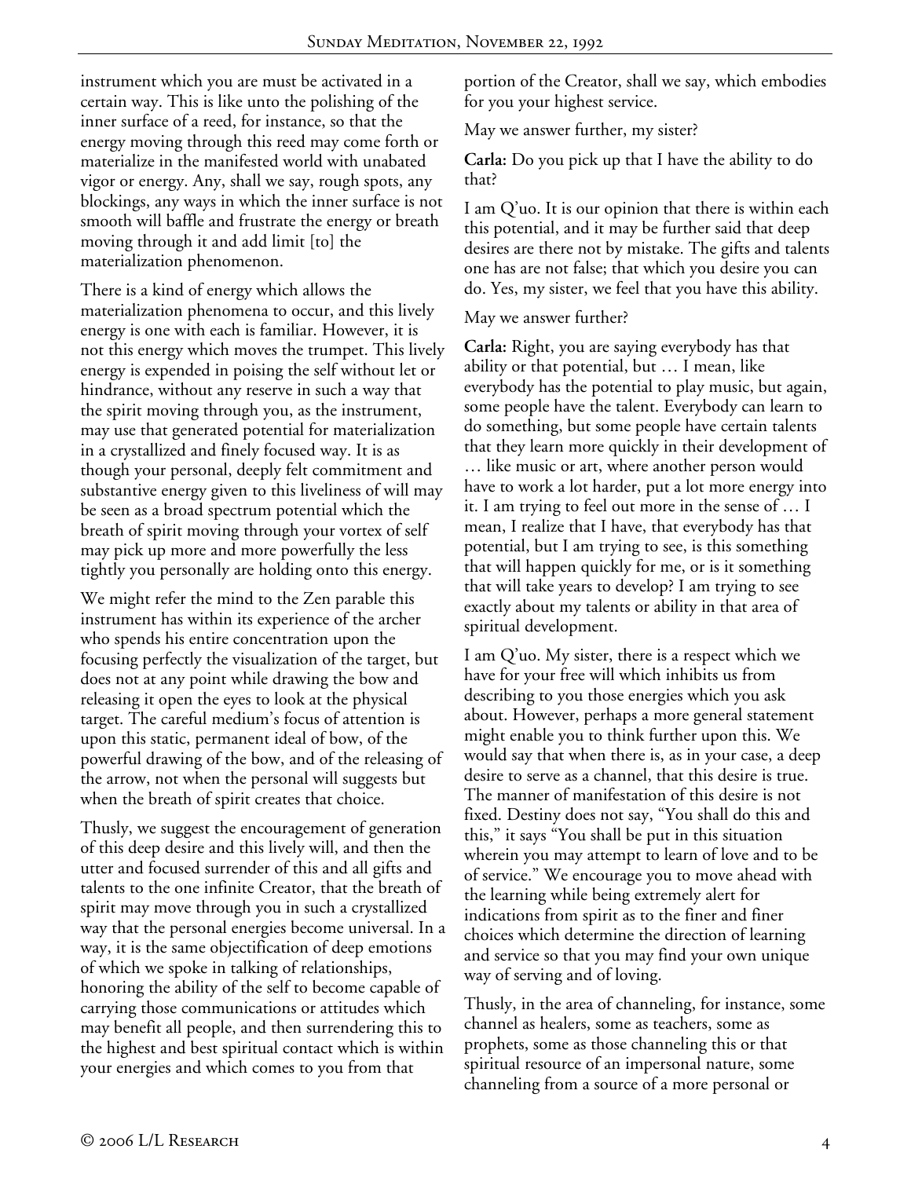instrument which you are must be activated in a certain way. This is like unto the polishing of the inner surface of a reed, for instance, so that the energy moving through this reed may come forth or materialize in the manifested world with unabated vigor or energy. Any, shall we say, rough spots, any blockings, any ways in which the inner surface is not smooth will baffle and frustrate the energy or breath moving through it and add limit [to] the materialization phenomenon.

There is a kind of energy which allows the materialization phenomena to occur, and this lively energy is one with each is familiar. However, it is not this energy which moves the trumpet. This lively energy is expended in poising the self without let or hindrance, without any reserve in such a way that the spirit moving through you, as the instrument, may use that generated potential for materialization in a crystallized and finely focused way. It is as though your personal, deeply felt commitment and substantive energy given to this liveliness of will may be seen as a broad spectrum potential which the breath of spirit moving through your vortex of self may pick up more and more powerfully the less tightly you personally are holding onto this energy.

We might refer the mind to the Zen parable this instrument has within its experience of the archer who spends his entire concentration upon the focusing perfectly the visualization of the target, but does not at any point while drawing the bow and releasing it open the eyes to look at the physical target. The careful medium's focus of attention is upon this static, permanent ideal of bow, of the powerful drawing of the bow, and of the releasing of the arrow, not when the personal will suggests but when the breath of spirit creates that choice.

Thusly, we suggest the encouragement of generation of this deep desire and this lively will, and then the utter and focused surrender of this and all gifts and talents to the one infinite Creator, that the breath of spirit may move through you in such a crystallized way that the personal energies become universal. In a way, it is the same objectification of deep emotions of which we spoke in talking of relationships, honoring the ability of the self to become capable of carrying those communications or attitudes which may benefit all people, and then surrendering this to the highest and best spiritual contact which is within your energies and which comes to you from that portion of the Creator, shall we say, which embodies for you your highest service.

May we answer further, my sister?

**Carla:** Do you pick up that I have the ability to do that?

I am Q'uo. It is our opinion that there is within each this potential, and it may be further said that deep desires are there not by mistake. The gifts and talents one has are not false; that which you desire you can do. Yes, my sister, we feel that you have this ability.

May we answer further?

**Carla:** Right, you are saying everybody has that ability or that potential, but … I mean, like everybody has the potential to play music, but again, some people have the talent. Everybody can learn to do something, but some people have certain talents that they learn more quickly in their development of … like music or art, where another person would have to work a lot harder, put a lot more energy into it. I am trying to feel out more in the sense of … I mean, I realize that I have, that everybody has that potential, but I am trying to see, is this something that will happen quickly for me, or is it something that will take years to develop? I am trying to see exactly about my talents or ability in that area of spiritual development.

I am Q'uo. My sister, there is a respect which we have for your free will which inhibits us from describing to you those energies which you ask about. However, perhaps a more general statement might enable you to think further upon this. We would say that when there is, as in your case, a deep desire to serve as a channel, that this desire is true. The manner of manifestation of this desire is not fixed. Destiny does not say, "You shall do this and this," it says "You shall be put in this situation wherein you may attempt to learn of love and to be of service." We encourage you to move ahead with the learning while being extremely alert for indications from spirit as to the finer and finer choices which determine the direction of learning and service so that you may find your own unique way of serving and of loving.

Thusly, in the area of channeling, for instance, some channel as healers, some as teachers, some as prophets, some as those channeling this or that spiritual resource of an impersonal nature, some channeling from a source of a more personal or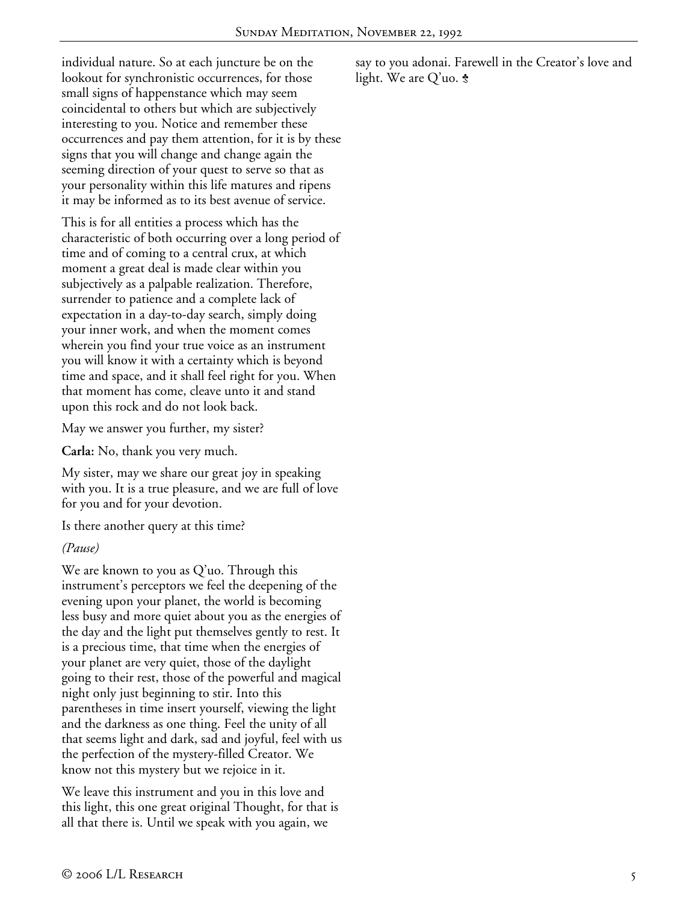individual nature. So at each juncture be on the lookout for synchronistic occurrences, for those small signs of happenstance which may seem coincidental to others but which are subjectively interesting to you. Notice and remember these occurrences and pay them attention, for it is by these signs that you will change and change again the seeming direction of your quest to serve so that as your personality within this life matures and ripens it may be informed as to its best avenue of service.

This is for all entities a process which has the characteristic of both occurring over a long period of time and of coming to a central crux, at which moment a great deal is made clear within you subjectively as a palpable realization. Therefore, surrender to patience and a complete lack of expectation in a day-to-day search, simply doing your inner work, and when the moment comes wherein you find your true voice as an instrument you will know it with a certainty which is beyond time and space, and it shall feel right for you. When that moment has come, cleave unto it and stand upon this rock and do not look back.

May we answer you further, my sister?

**Carla:** No, thank you very much.

My sister, may we share our great joy in speaking with you. It is a true pleasure, and we are full of love for you and for your devotion.

Is there another query at this time?

*(Pause)*

We are known to you as Q'uo. Through this instrument's perceptors we feel the deepening of the evening upon your planet, the world is becoming less busy and more quiet about you as the energies of the day and the light put themselves gently to rest. It is a precious time, that time when the energies of your planet are very quiet, those of the daylight going to their rest, those of the powerful and magical night only just beginning to stir. Into this parentheses in time insert yourself, viewing the light and the darkness as one thing. Feel the unity of all that seems light and dark, sad and joyful, feel with us the perfection of the mystery-filled Creator. We know not this mystery but we rejoice in it.

We leave this instrument and you in this love and this light, this one great original Thought, for that is all that there is. Until we speak with you again, we say to you adonai. Farewell in the Creator's love and light. We are Q'uo.

© 2006 L/L Research